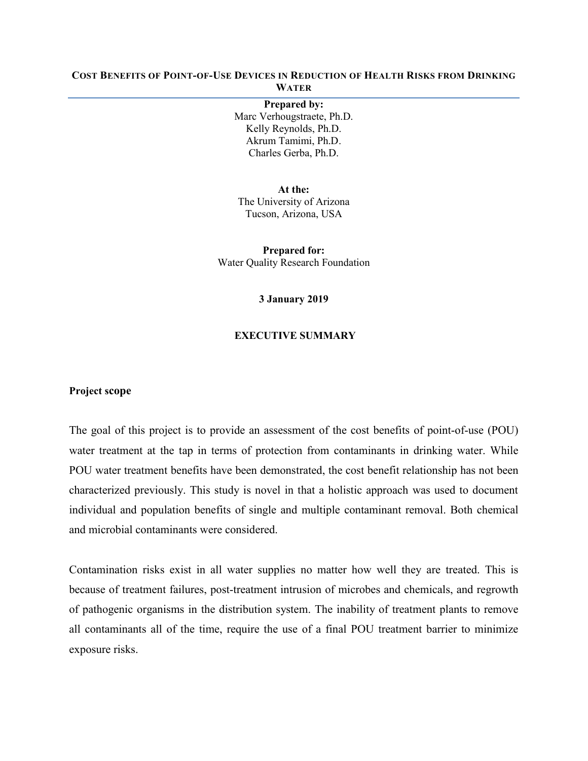# Cost Benefits of Point-of-Use Devices in Reduction of Health Risks from Drinking Water

**Prepared by:**
Marc Verhougstraete, Ph.D.
Kelly Reynolds, Ph.D.
Akrum Tamimi, Ph.D.
Charles Gerba, Ph.D.

**At the:**
The University of Arizona
Tucson, Arizona, USA

**Prepared for:**
Water Quality Research Foundation

**3 January 2019**

## EXECUTIVE SUMMARY

### Project scope

The goal of this project is to provide an assessment of the cost benefits of point-of-use (POU) water treatment at the tap in terms of protection from contaminants in drinking water. While POU water treatment benefits have been demonstrated, the cost benefit relationship has not been characterized previously. This study is novel in that a holistic approach was used to document individual and population benefits of single and multiple contaminant removal. Both chemical and microbial contaminants were considered.

Contamination risks exist in all water supplies no matter how well they are treated. This is because of treatment failures, post-treatment intrusion of microbes and chemicals, and regrowth of pathogenic organisms in the distribution system. The inability of treatment plants to remove all contaminants all of the time, require the use of a final POU treatment barrier to minimize exposure risks.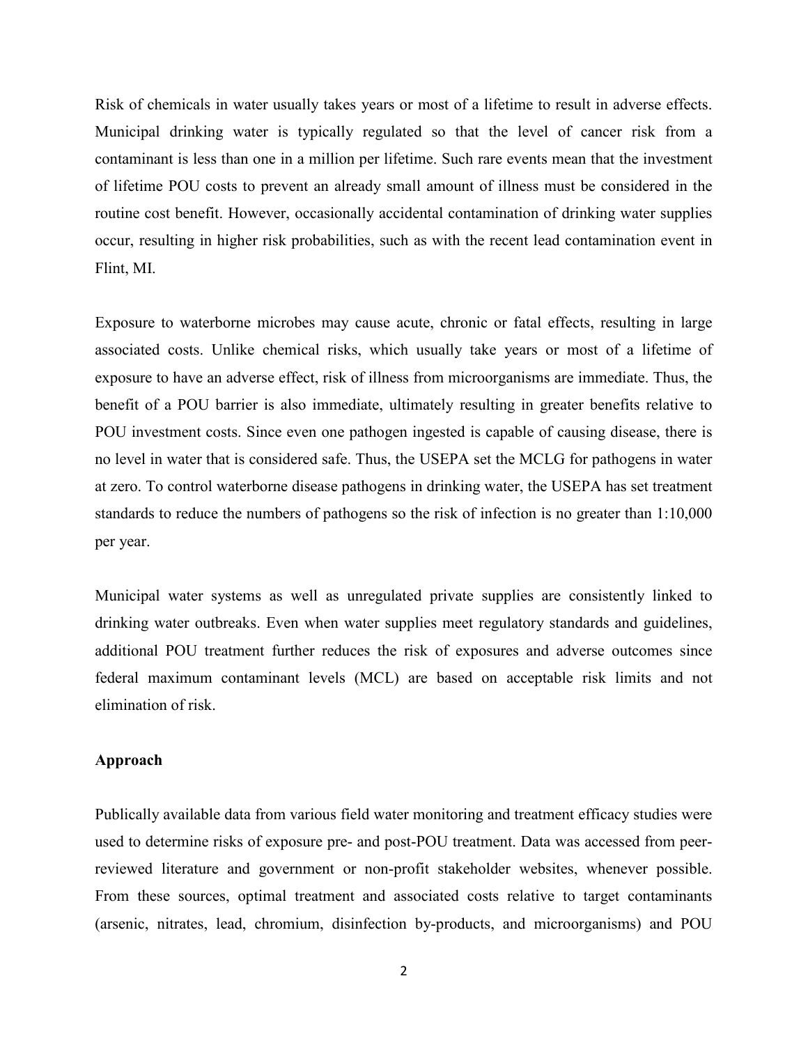Risk of chemicals in water usually takes years or most of a lifetime to result in adverse effects. Municipal drinking water is typically regulated so that the level of cancer risk from a contaminant is less than one in a million per lifetime. Such rare events mean that the investment of lifetime POU costs to prevent an already small amount of illness must be considered in the routine cost benefit. However, occasionally accidental contamination of drinking water supplies occur, resulting in higher risk probabilities, such as with the recent lead contamination event in Flint, MI.

Exposure to waterborne microbes may cause acute, chronic or fatal effects, resulting in large associated costs. Unlike chemical risks, which usually take years or most of a lifetime of exposure to have an adverse effect, risk of illness from microorganisms are immediate. Thus, the benefit of a POU barrier is also immediate, ultimately resulting in greater benefits relative to POU investment costs. Since even one pathogen ingested is capable of causing disease, there is no level in water that is considered safe. Thus, the USEPA set the MCLG for pathogens in water at zero. To control waterborne disease pathogens in drinking water, the USEPA has set treatment standards to reduce the numbers of pathogens so the risk of infection is no greater than 1:10,000 per year.

Municipal water systems as well as unregulated private supplies are consistently linked to drinking water outbreaks. Even when water supplies meet regulatory standards and guidelines, additional POU treatment further reduces the risk of exposures and adverse outcomes since federal maximum contaminant levels (MCL) are based on acceptable risk limits and not elimination of risk.

**Approach**

Publically available data from various field water monitoring and treatment efficacy studies were used to determine risks of exposure pre- and post-POU treatment. Data was accessed from peer-reviewed literature and government or non-profit stakeholder websites, whenever possible. From these sources, optimal treatment and associated costs relative to target contaminants (arsenic, nitrates, lead, chromium, disinfection by-products, and microorganisms) and POU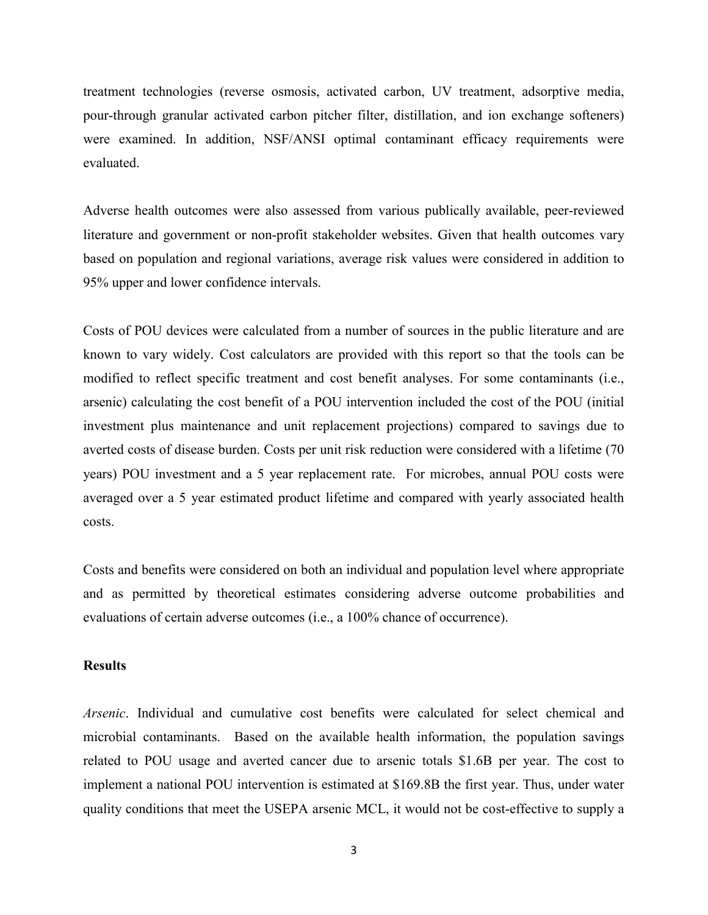treatment technologies (reverse osmosis, activated carbon, UV treatment, adsorptive media, pour-through granular activated carbon pitcher filter, distillation, and ion exchange softeners) were examined. In addition, NSF/ANSI optimal contaminant efficacy requirements were evaluated.

Adverse health outcomes were also assessed from various publically available, peer-reviewed literature and government or non-profit stakeholder websites. Given that health outcomes vary based on population and regional variations, average risk values were considered in addition to 95% upper and lower confidence intervals.

Costs of POU devices were calculated from a number of sources in the public literature and are known to vary widely. Cost calculators are provided with this report so that the tools can be modified to reflect specific treatment and cost benefit analyses. For some contaminants (i.e., arsenic) calculating the cost benefit of a POU intervention included the cost of the POU (initial investment plus maintenance and unit replacement projections) compared to savings due to averted costs of disease burden. Costs per unit risk reduction were considered with a lifetime (70 years) POU investment and a 5 year replacement rate. For microbes, annual POU costs were averaged over a 5 year estimated product lifetime and compared with yearly associated health costs.

Costs and benefits were considered on both an individual and population level where appropriate and as permitted by theoretical estimates considering adverse outcome probabilities and evaluations of certain adverse outcomes (i.e., a 100% chance of occurrence).

**Results**

*Arsenic*. Individual and cumulative cost benefits were calculated for select chemical and microbial contaminants. Based on the available health information, the population savings related to POU usage and averted cancer due to arsenic totals \$1.6B per year. The cost to implement a national POU intervention is estimated at \$169.8B the first year. Thus, under water quality conditions that meet the USEPA arsenic MCL, it would not be cost-effective to supply a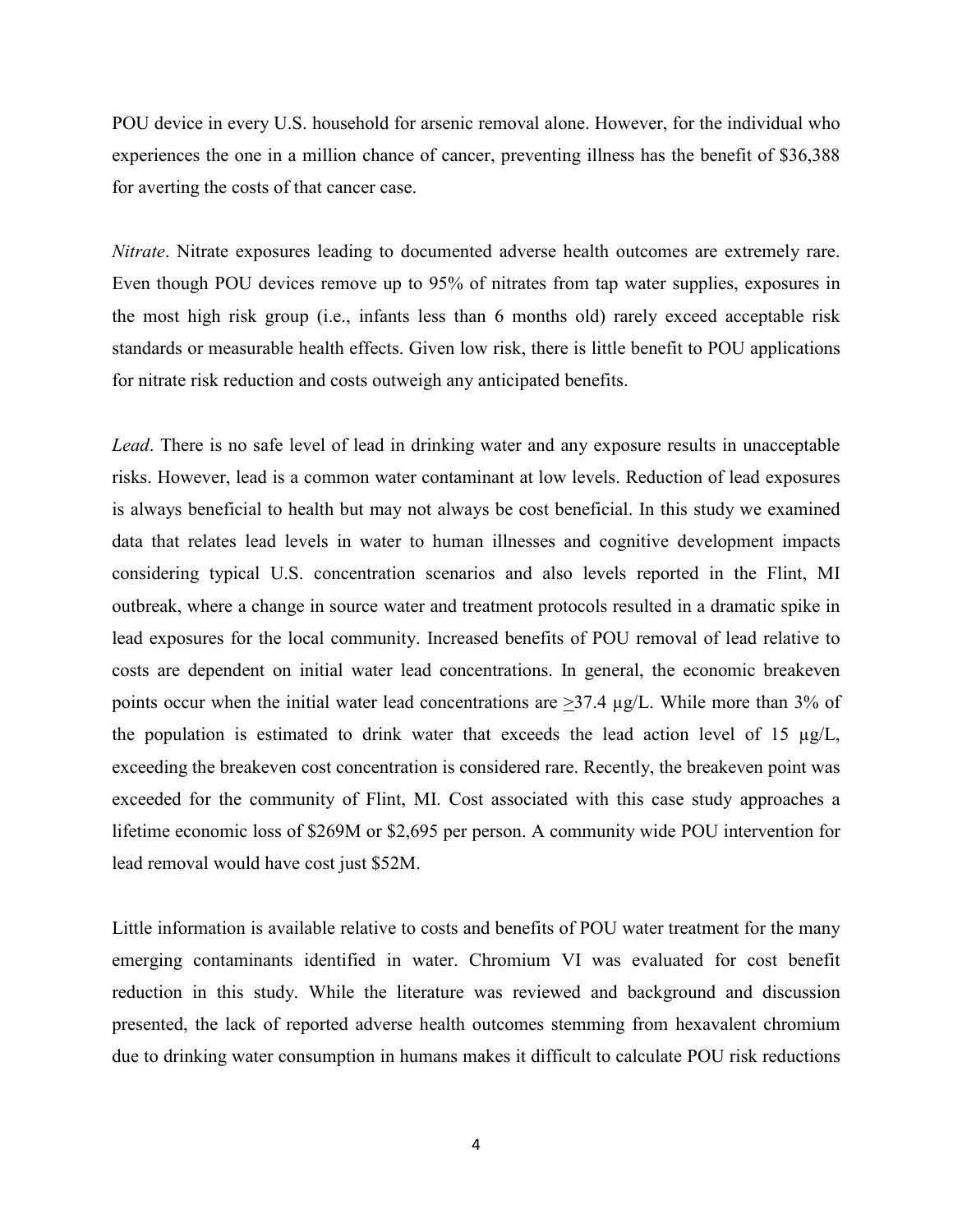POU device in every U.S. household for arsenic removal alone. However, for the individual who experiences the one in a million chance of cancer, preventing illness has the benefit of $36,388 for averting the costs of that cancer case.

*Nitrate*. Nitrate exposures leading to documented adverse health outcomes are extremely rare. Even though POU devices remove up to 95% of nitrates from tap water supplies, exposures in the most high risk group (i.e., infants less than 6 months old) rarely exceed acceptable risk standards or measurable health effects. Given low risk, there is little benefit to POU applications for nitrate risk reduction and costs outweigh any anticipated benefits.

*Lead*. There is no safe level of lead in drinking water and any exposure results in unacceptable risks. However, lead is a common water contaminant at low levels. Reduction of lead exposures is always beneficial to health but may not always be cost beneficial. In this study we examined data that relates lead levels in water to human illnesses and cognitive development impacts considering typical U.S. concentration scenarios and also levels reported in the Flint, MI outbreak, where a change in source water and treatment protocols resulted in a dramatic spike in lead exposures for the local community. Increased benefits of POU removal of lead relative to costs are dependent on initial water lead concentrations. In general, the economic breakeven points occur when the initial water lead concentrations are $\geq$37.4 µg/L. While more than 3% of the population is estimated to drink water that exceeds the lead action level of 15 µg/L, exceeding the breakeven cost concentration is considered rare. Recently, the breakeven point was exceeded for the community of Flint, MI. Cost associated with this case study approaches a lifetime economic loss of $269M or $2,695 per person. A community wide POU intervention for lead removal would have cost just $52M.

Little information is available relative to costs and benefits of POU water treatment for the many emerging contaminants identified in water. Chromium VI was evaluated for cost benefit reduction in this study. While the literature was reviewed and background and discussion presented, the lack of reported adverse health outcomes stemming from hexavalent chromium due to drinking water consumption in humans makes it difficult to calculate POU risk reductions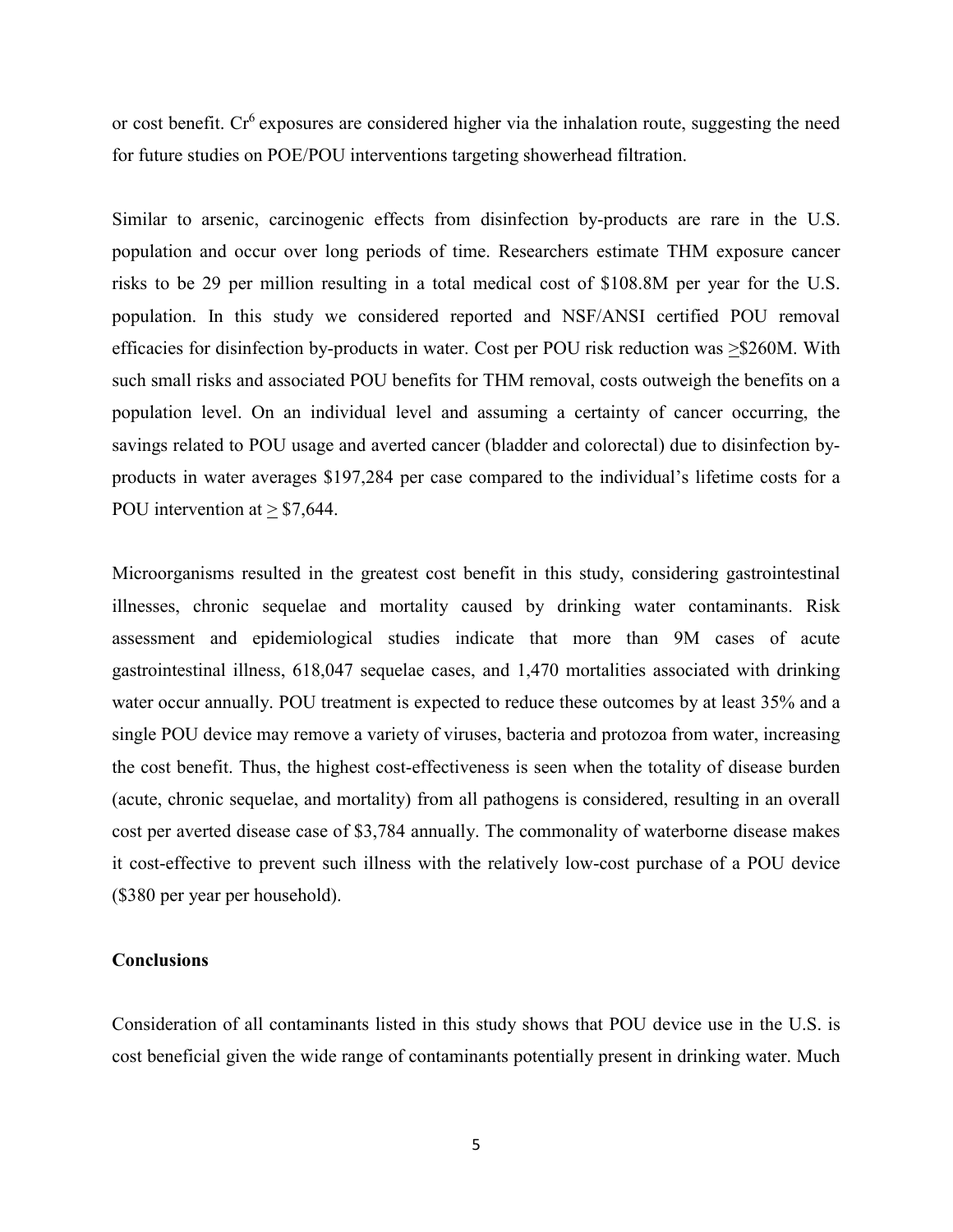or cost benefit. $Cr^6$ exposures are considered higher via the inhalation route, suggesting the need for future studies on POE/POU interventions targeting showerhead filtration.

Similar to arsenic, carcinogenic effects from disinfection by-products are rare in the U.S. population and occur over long periods of time. Researchers estimate THM exposure cancer risks to be 29 per million resulting in a total medical cost of \$108.8M per year for the U.S. population. In this study we considered reported and NSF/ANSI certified POU removal efficacies for disinfection by-products in water. Cost per POU risk reduction was ≥\$260M. With such small risks and associated POU benefits for THM removal, costs outweigh the benefits on a population level. On an individual level and assuming a certainty of cancer occurring, the savings related to POU usage and averted cancer (bladder and colorectal) due to disinfection by-products in water averages \$197,284 per case compared to the individual's lifetime costs for a POU intervention at ≥ \$7,644.

Microorganisms resulted in the greatest cost benefit in this study, considering gastrointestinal illnesses, chronic sequelae and mortality caused by drinking water contaminants. Risk assessment and epidemiological studies indicate that more than 9M cases of acute gastrointestinal illness, 618,047 sequelae cases, and 1,470 mortalities associated with drinking water occur annually. POU treatment is expected to reduce these outcomes by at least 35% and a single POU device may remove a variety of viruses, bacteria and protozoa from water, increasing the cost benefit. Thus, the highest cost-effectiveness is seen when the totality of disease burden (acute, chronic sequelae, and mortality) from all pathogens is considered, resulting in an overall cost per averted disease case of \$3,784 annually. The commonality of waterborne disease makes it cost-effective to prevent such illness with the relatively low-cost purchase of a POU device (\$380 per year per household).

**Conclusions**

Consideration of all contaminants listed in this study shows that POU device use in the U.S. is cost beneficial given the wide range of contaminants potentially present in drinking water. Much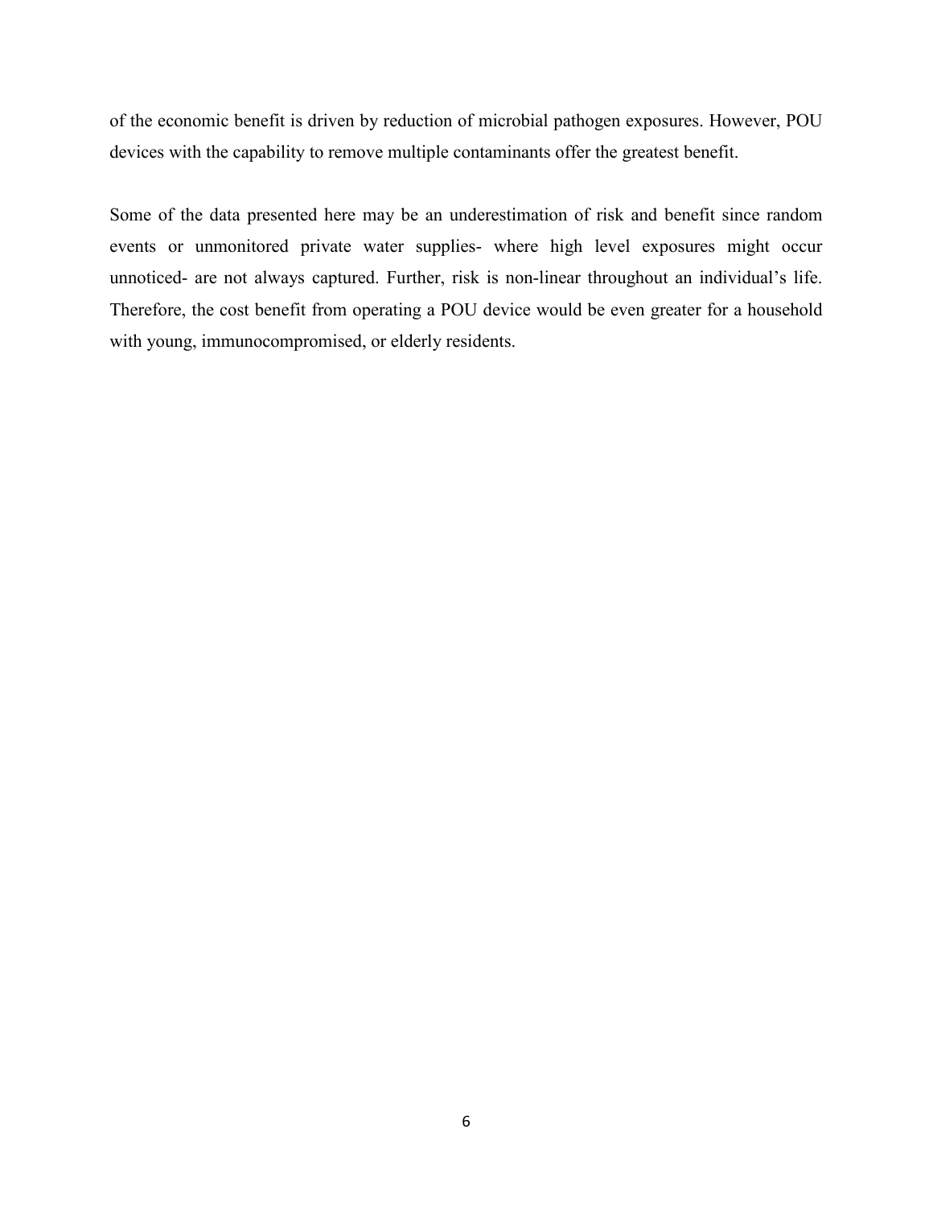of the economic benefit is driven by reduction of microbial pathogen exposures. However, POU devices with the capability to remove multiple contaminants offer the greatest benefit.

Some of the data presented here may be an underestimation of risk and benefit since random events or unmonitored private water supplies- where high level exposures might occur unnoticed- are not always captured. Further, risk is non-linear throughout an individual's life. Therefore, the cost benefit from operating a POU device would be even greater for a household with young, immunocompromised, or elderly residents.